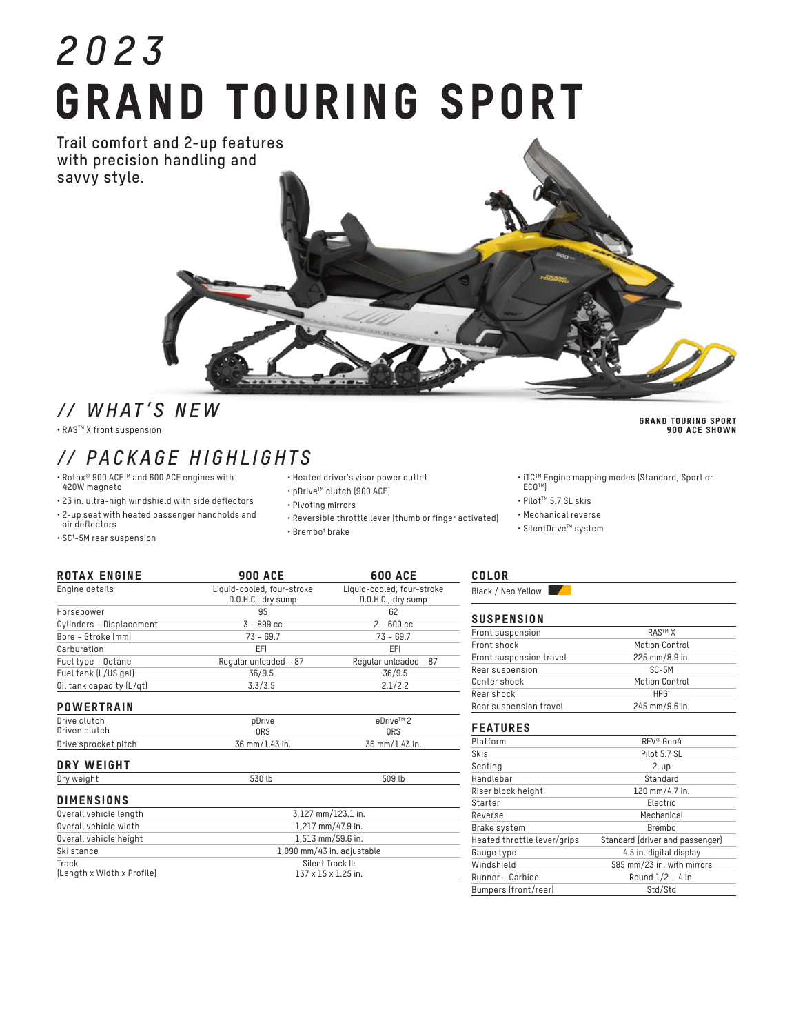# 2023 GRAND TOURING SPORT

**Trail comfort and 2-up features with precision handling and savvy style.**

GRAND TOURING SPORT 900 ACE SHOWN

## // WHAT'S NEW

- RAS™ X front suspension

## // PACKAGE HIGHLIGHTS

- Rotax® 900 ACE™ and 600 ACE engines with 420W magneto
- 23 in. ultra-high windshield with side deflectors
- 2-up seat with heated passenger handholds and air deflectors
- SC†-5M rear suspension
- Heated driver's visor power outlet
- pDrive™ clutch (900 ACE)
- Pivoting mirrors
- Reversible throttle lever (thumb or finger activated)
- Brembo† brake
- iTC™ Engine mapping modes (Standard, Sport or ECO™)
- Pilot™ 5.7 SL skis
- Mechanical reverse
- SilentDrive™ system

| ROTAX ENGINE | 900 ACE | 600 ACE |
|---|---|---|
| Engine details | Liquid-cooled, four-stroke D.O.H.C., dry sump | Liquid-cooled, four-stroke D.O.H.C., dry sump |
| Horsepower | 95 | 62 |
| Cylinders – Displacement | 3 – 899 cc | 2 – 600 cc |
| Bore – Stroke (mm) | 73 – 69.7 | 73 – 69.7 |
| Carburation | EFI | EFI |
| Fuel type – Octane | Regular unleaded – 87 | Regular unleaded – 87 |
| Fuel tank (L/US gal) | 36/9.5 | 36/9.5 |
| Oil tank capacity (L/qt) | 3.3/3.5 | 2.1/2.2 |

| POWERTRAIN | | |
|---|---|---|
| Drive clutch | pDrive | eDrive™ 2 |
| Driven clutch | QRS | QRS |
| Drive sprocket pitch | 36 mm/1.43 in. | 36 mm/1.43 in. |

| DRY WEIGHT | | |
|---|---|---|
| Dry weight | 530 lb | 509 lb |

| DIMENSIONS | |
|---|---|
| Overall vehicle length | 3,127 mm/123.1 in. |
| Overall vehicle width | 1,217 mm/47.9 in. |
| Overall vehicle height | 1,513 mm/59.6 in. |
| Ski stance | 1,090 mm/43 in. adjustable |
| Track (Length x Width x Profile) | Silent Track II: 137 x 15 x 1.25 in. |

### COLOR

Black / Neo Yellow

| SUSPENSION | |
|---|---|
| Front suspension | RAS™ X |
| Front shock | Motion Control |
| Front suspension travel | 225 mm/8.9 in. |
| Rear suspension | SC-5M |
| Center shock | Motion Control |
| Rear shock | HPG† |
| Rear suspension travel | 245 mm/9.6 in. |

| FEATURES | |
|---|---|
| Platform | REV® Gen4 |
| Skis | Pilot 5.7 SL |
| Seating | 2-up |
| Handlebar | Standard |
| Riser block height | 120 mm/4.7 in. |
| Starter | Electric |
| Reverse | Mechanical |
| Brake system | Brembo |
| Heated throttle lever/grips | Standard (driver and passenger) |
| Gauge type | 4.5 in. digital display |
| Windshield | 585 mm/23 in. with mirrors |
| Runner – Carbide | Round 1/2 – 4 in. |
| Bumpers (front/rear) | Std/Std |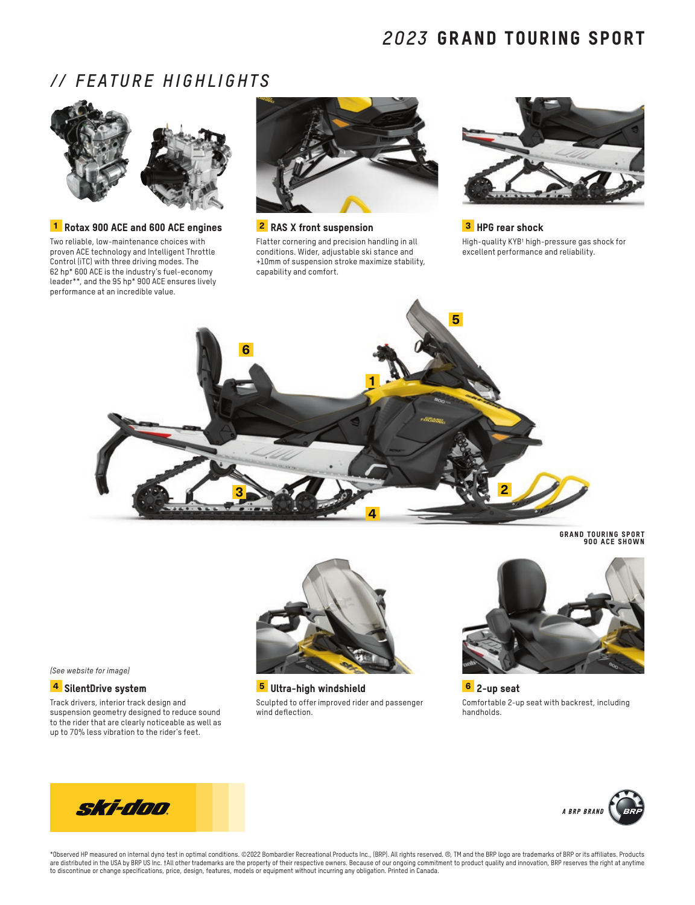# 2023 GRAND TOURING SPORT

## // FEATURE HIGHLIGHTS

### 1 Rotax 900 ACE and 600 ACE engines

Two reliable, low-maintenance choices with proven ACE technology and Intelligent Throttle Control (iTC) with three driving modes. The 62 hp* 600 ACE is the industry's fuel-economy leader**, and the 95 hp* 900 ACE ensures lively performance at an incredible value.

### 2 RAS X front suspension

Flatter cornering and precision handling in all conditions. Wider, adjustable ski stance and +10mm of suspension stroke maximize stability, capability and comfort.

### 3 HPG rear shock

High-quality KYB† high-pressure gas shock for excellent performance and reliability.

GRAND TOURING SPORT 900 ACE SHOWN

(See website for image)

### 4 SilentDrive system

Track drivers, interior track design and suspension geometry designed to reduce sound to the rider that are clearly noticeable as well as up to 70% less vibration to the rider's feet.

### 5 Ultra-high windshield

Sculpted to offer improved rider and passenger wind deflection.

### 6 2-up seat

Comfortable 2-up seat with backrest, including handholds.

ski-doo

A BRP BRAND

*Observed HP measured on internal dyno test in optimal conditions. ©2022 Bombardier Recreational Products Inc., (BRP). All rights reserved. ®, TM and the BRP logo are trademarks of BRP or its affiliates. Products are distributed in the USA by BRP US Inc. †All other trademarks are the property of their respective owners. Because of our ongoing commitment to product quality and innovation, BRP reserves the right at anytime to discontinue or change specifications, price, design, features, models or equipment without incurring any obligation. Printed in Canada.